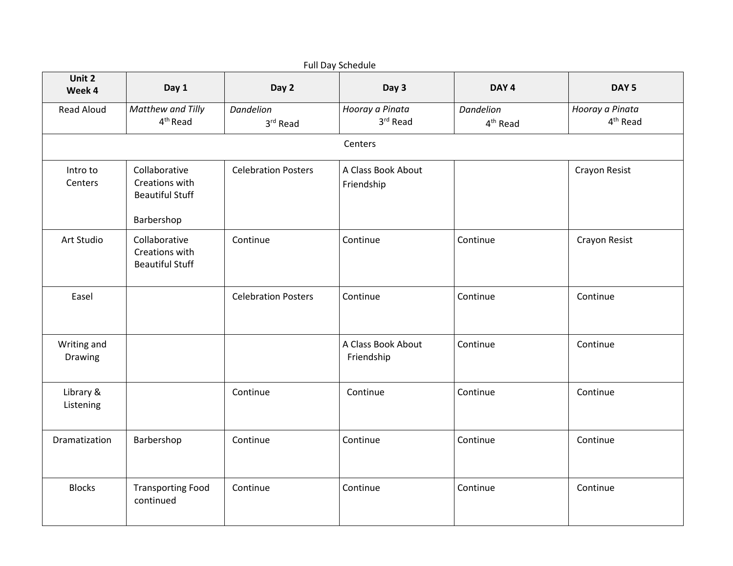Full Day Schedule

| Unit 2 Week 4 | Day 1 | Day 2 | Day 3 | DAY 4 | DAY 5 |
|---|---|---|---|---|---|
| Read Aloud | *Matthew and Tilly* 4th Read | *Dandelion* 3rd Read | *Hooray a Pinata* 3rd Read | *Dandelion* 4th Read | *Hooray a Pinata* 4th Read |
| Centers | | | | | |
| Intro to Centers | Collaborative Creations with Beautiful Stuff<br><br>Barbershop | Celebration Posters | A Class Book About Friendship | | Crayon Resist |
| Art Studio | Collaborative Creations with Beautiful Stuff | Continue | Continue | Continue | Crayon Resist |
| Easel | | Celebration Posters | Continue | Continue | Continue |
| Writing and Drawing | | | A Class Book About Friendship | Continue | Continue |
| Library & Listening | | Continue | Continue | Continue | Continue |
| Dramatization | Barbershop | Continue | Continue | Continue | Continue |
| Blocks | Transporting Food continued | Continue | Continue | Continue | Continue |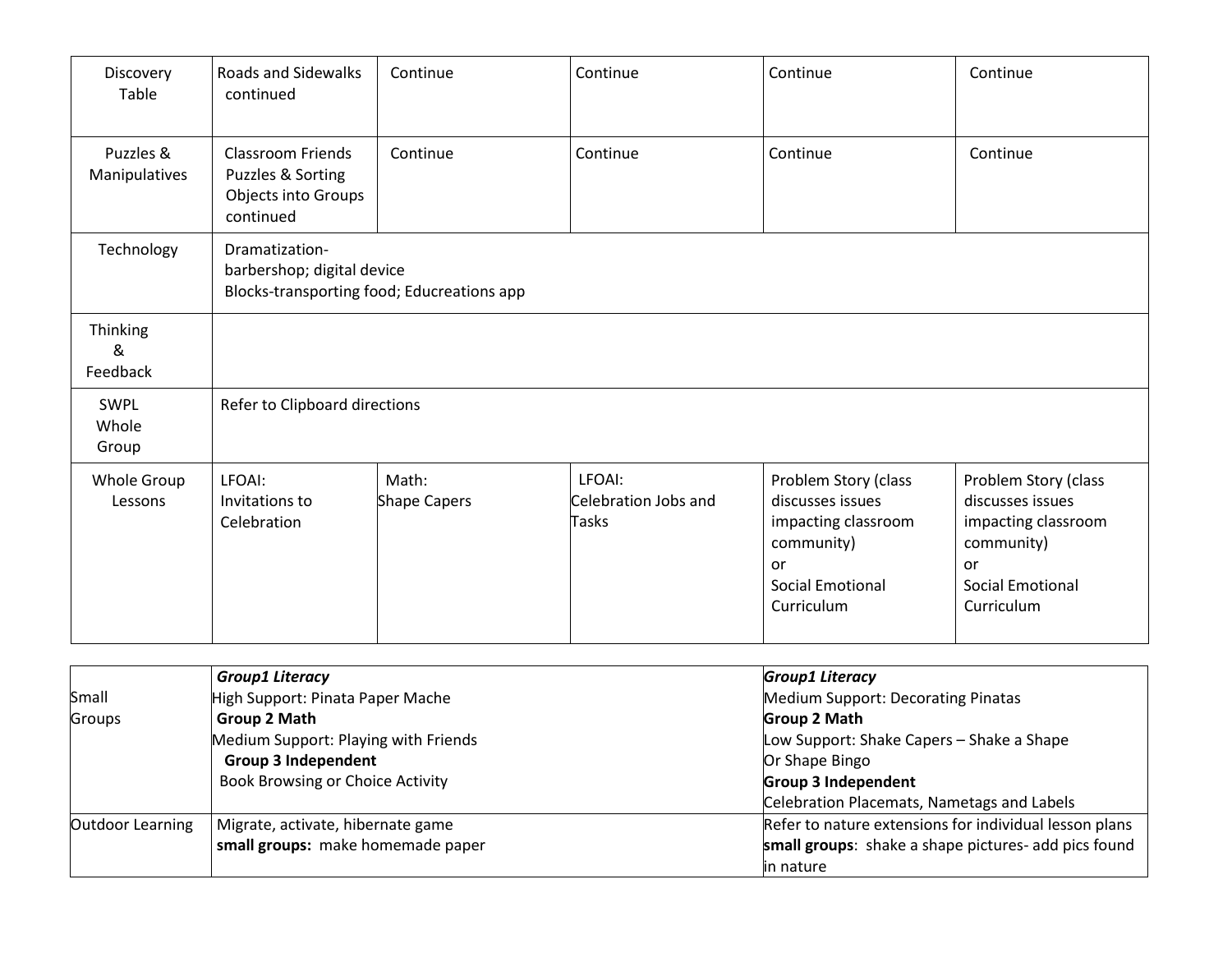| | | | | | |
|---|---|---|---|---|---|
| Discovery Table | Roads and Sidewalks continued | Continue | Continue | Continue | Continue |
| Puzzles & Manipulatives | Classroom Friends Puzzles & Sorting Objects into Groups continued | Continue | Continue | Continue | Continue |
| Technology | Dramatization- barbershop; digital device<br>Blocks-transporting food; Educreations app | | | | |
| Thinking & Feedback | | | | | |
| SWPL Whole Group | Refer to Clipboard directions | | | | |
| Whole Group Lessons | LFOAI: Invitations to Celebration | Math: Shape Capers | LFOAI: Celebration Jobs and Tasks | Problem Story (class discusses issues impacting classroom community) or Social Emotional Curriculum | Problem Story (class discusses issues impacting classroom community) or Social Emotional Curriculum |

| | | |
|---|---|---|
| Small Groups | ***Group1 Literacy***<br>High Support: Pinata Paper Mache<br>**Group 2 Math**<br>Medium Support: Playing with Friends<br>**Group 3 Independent**<br>Book Browsing or Choice Activity | ***Group1 Literacy***<br>Medium Support: Decorating Pinatas<br>**Group 2 Math**<br>Low Support: Shake Capers – Shake a Shape Or Shape Bingo<br>**Group 3 Independent**<br>Celebration Placemats, Nametags and Labels |
| Outdoor Learning | Migrate, activate, hibernate game<br>**small groups:** make homemade paper | Refer to nature extensions for individual lesson plans<br>**small groups**: shake a shape pictures- add pics found in nature |